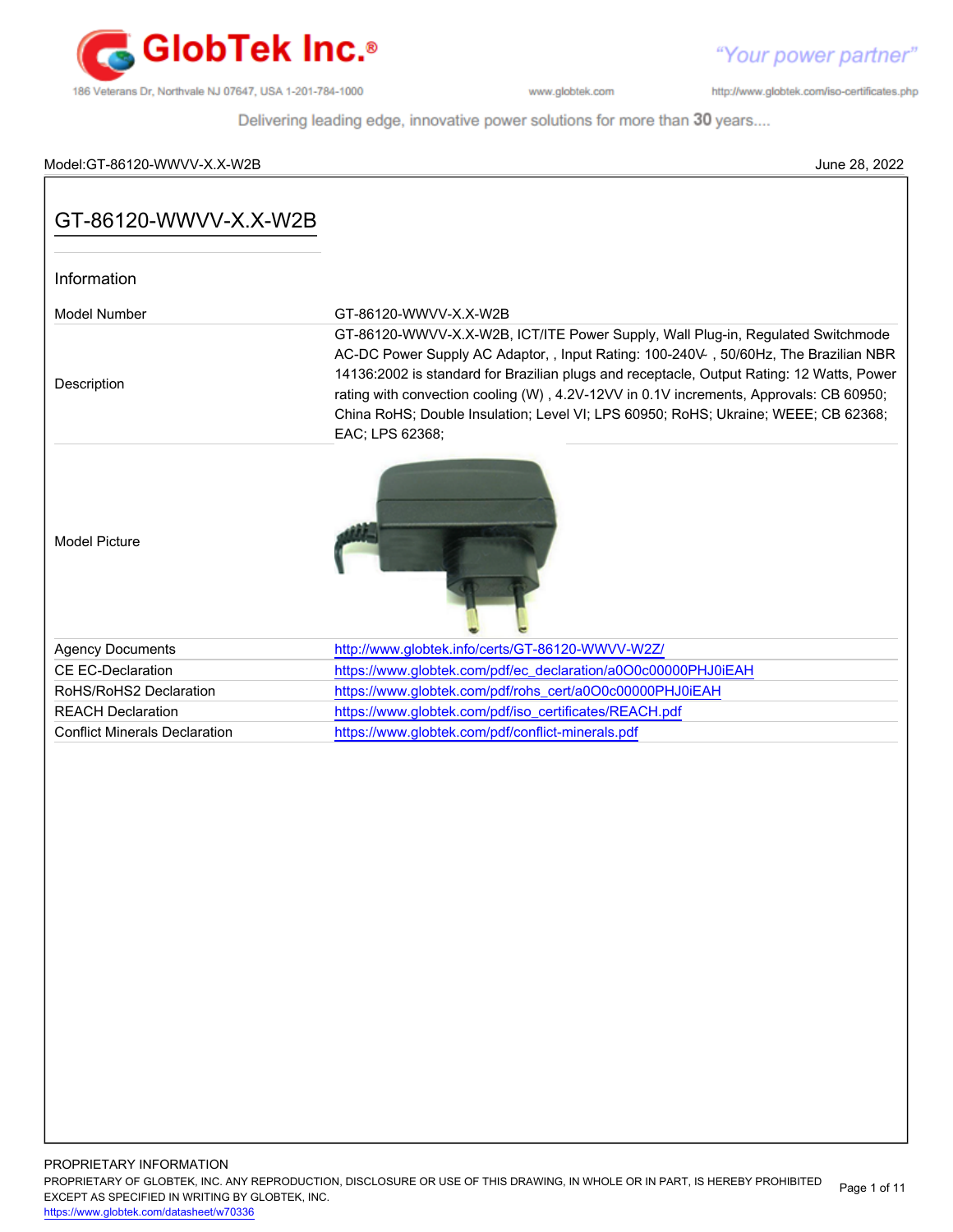Model:GT-86120-WWVV-X.X-W2B June 28, 2022

# GT-86120-WWVV-X.X-W2B

## Information

| | |
|---|---|
| Model Number | GT-86120-WWVV-X.X-W2B |
| Description | GT-86120-WWVV-X.X-W2B, ICT/ITE Power Supply, Wall Plug-in, Regulated Switchmode AC-DC Power Supply AC Adaptor, , Input Rating: 100-240V , 50/60Hz, The Brazilian NBR 14136:2002 is standard for Brazilian plugs and receptacle, Output Rating: 12 Watts, Power rating with convection cooling (W) , 4.2V-12VV in 0.1V increments, Approvals: CB 60950; China RoHS; Double Insulation; Level VI; LPS 60950; RoHS; Ukraine; WEEE; CB 62368; EAC; LPS 62368; |
| Model Picture | |
| Agency Documents | http://www.globtek.info/certs/GT-86120-WWVV-W2Z/ |
| CE EC-Declaration | https://www.globtek.com/pdf/ec_declaration/a0O0c00000PHJ0iEAH |
| RoHS/RoHS2 Declaration | https://www.globtek.com/pdf/rohs_cert/a0O0c00000PHJ0iEAH |
| REACH Declaration | https://www.globtek.com/pdf/iso_certificates/REACH.pdf |
| Conflict Minerals Declaration | https://www.globtek.com/pdf/conflict-minerals.pdf |

PROPRIETARY INFORMATION
PROPRIETARY OF GLOBTEK, INC. ANY REPRODUCTION, DISCLOSURE OR USE OF THIS DRAWING, IN WHOLE OR IN PART, IS HEREBY PROHIBITED EXCEPT AS SPECIFIED IN WRITING BY GLOBTEK, INC.
https://www.globtek.com/datasheet/w70336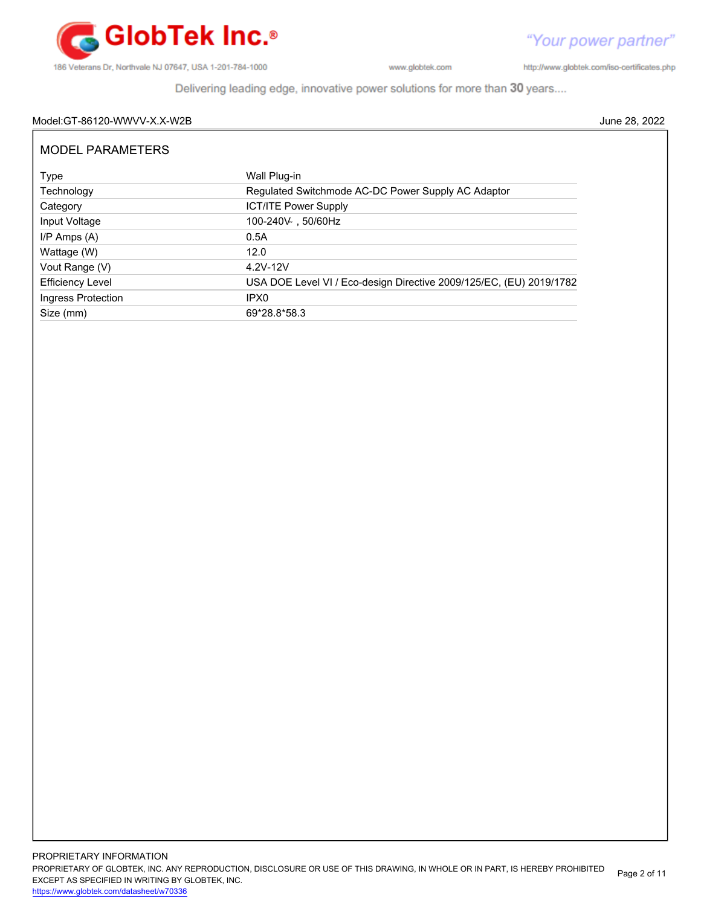Model:GT-86120-WWVV-X.X-W2B June 28, 2022

## MODEL PARAMETERS

| Type | Wall Plug-in |
|---|---|
| Technology | Regulated Switchmode AC-DC Power Supply AC Adaptor |
| Category | ICT/ITE Power Supply |
| Input Voltage | 100-240V⏦ , 50/60Hz |
| I/P Amps (A) | 0.5A |
| Wattage (W) | 12.0 |
| Vout Range (V) | 4.2V-12V |
| Efficiency Level | USA DOE Level VI / Eco-design Directive 2009/125/EC, (EU) 2019/1782 |
| Ingress Protection | IPX0 |
| Size (mm) | 69*28.8*58.3 |

PROPRIETARY INFORMATION
PROPRIETARY OF GLOBTEK, INC. ANY REPRODUCTION, DISCLOSURE OR USE OF THIS DRAWING, IN WHOLE OR IN PART, IS HEREBY PROHIBITED EXCEPT AS SPECIFIED IN WRITING BY GLOBTEK, INC.
https://www.globtek.com/datasheet/w70336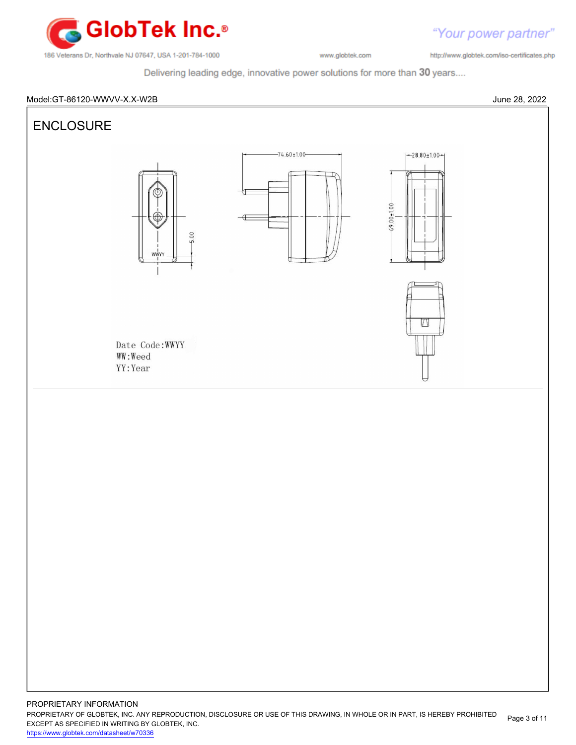Model:GT-86120-WWVV-X.X-W2B

June 28, 2022

# ENCLOSURE

74.60±1.00

28.80±1.00

69.00±1.00

5.00

WWYY

Date Code:WWYY
WW:Weed
YY:Year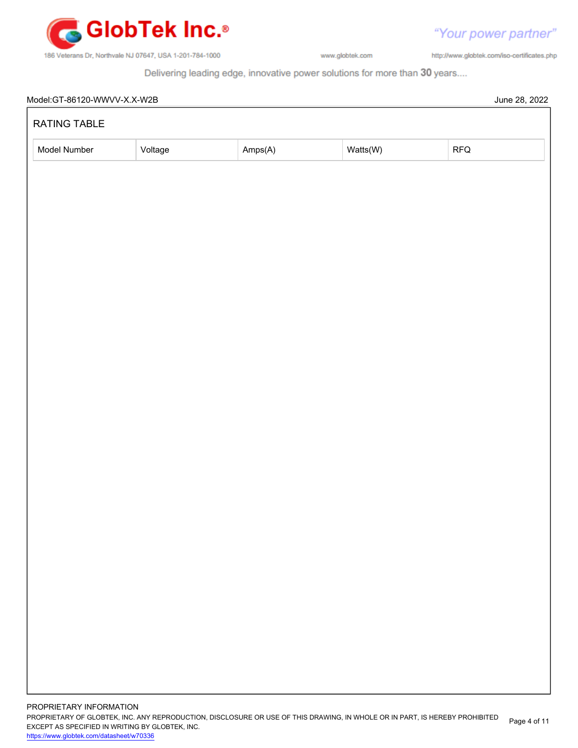Model:GT-86120-WWVV-X.X-W2B June 28, 2022

## RATING TABLE

| Model Number | Voltage | Amps(A) | Watts(W) | RFQ |
|---|---|---|---|---|

PROPRIETARY INFORMATION

PROPRIETARY OF GLOBTEK, INC. ANY REPRODUCTION, DISCLOSURE OR USE OF THIS DRAWING, IN WHOLE OR IN PART, IS HEREBY PROHIBITED EXCEPT AS SPECIFIED IN WRITING BY GLOBTEK, INC.

https://www.globtek.com/datasheet/w70336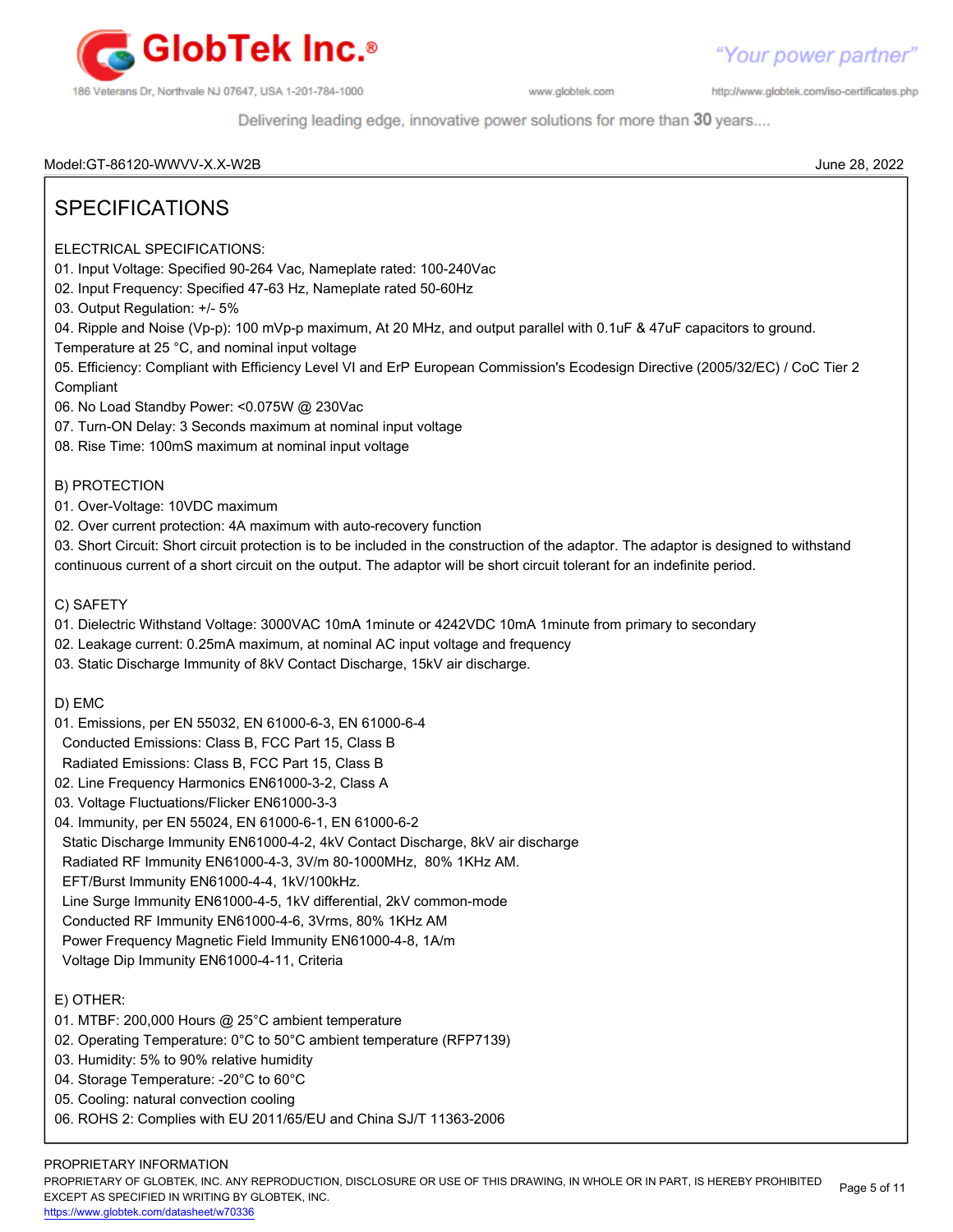Model:GT-86120-WWVV-X.X-W2B June 28, 2022

# SPECIFICATIONS

ELECTRICAL SPECIFICATIONS:

01. Input Voltage: Specified 90-264 Vac, Nameplate rated: 100-240Vac
02. Input Frequency: Specified 47-63 Hz, Nameplate rated 50-60Hz
03. Output Regulation: +/- 5%
04. Ripple and Noise (Vp-p): 100 mVp-p maximum, At 20 MHz, and output parallel with 0.1uF & 47uF capacitors to ground. Temperature at 25 °C, and nominal input voltage
05. Efficiency: Compliant with Efficiency Level VI and ErP European Commission's Ecodesign Directive (2005/32/EC) / CoC Tier 2 Compliant
06. No Load Standby Power: <0.075W @ 230Vac
07. Turn-ON Delay: 3 Seconds maximum at nominal input voltage
08. Rise Time: 100mS maximum at nominal input voltage

B) PROTECTION

01. Over-Voltage: 10VDC maximum
02. Over current protection: 4A maximum with auto-recovery function
03. Short Circuit: Short circuit protection is to be included in the construction of the adaptor. The adaptor is designed to withstand continuous current of a short circuit on the output. The adaptor will be short circuit tolerant for an indefinite period.

C) SAFETY

01. Dielectric Withstand Voltage: 3000VAC 10mA 1minute or 4242VDC 10mA 1minute from primary to secondary
02. Leakage current: 0.25mA maximum, at nominal AC input voltage and frequency
03. Static Discharge Immunity of 8kV Contact Discharge, 15kV air discharge.

D) EMC

01. Emissions, per EN 55032, EN 61000-6-3, EN 61000-6-4
    Conducted Emissions: Class B, FCC Part 15, Class B
    Radiated Emissions: Class B, FCC Part 15, Class B
02. Line Frequency Harmonics EN61000-3-2, Class A
03. Voltage Fluctuations/Flicker EN61000-3-3
04. Immunity, per EN 55024, EN 61000-6-1, EN 61000-6-2
    Static Discharge Immunity EN61000-4-2, 4kV Contact Discharge, 8kV air discharge
    Radiated RF Immunity EN61000-4-3, 3V/m 80-1000MHz, 80% 1KHz AM.
    EFT/Burst Immunity EN61000-4-4, 1kV/100kHz.
    Line Surge Immunity EN61000-4-5, 1kV differential, 2kV common-mode
    Conducted RF Immunity EN61000-4-6, 3Vrms, 80% 1KHz AM
    Power Frequency Magnetic Field Immunity EN61000-4-8, 1A/m
    Voltage Dip Immunity EN61000-4-11, Criteria

E) OTHER:

01. MTBF: 200,000 Hours @ 25°C ambient temperature
02. Operating Temperature: 0°C to 50°C ambient temperature (RFP7139)
03. Humidity: 5% to 90% relative humidity
04. Storage Temperature: -20°C to 60°C
05. Cooling: natural convection cooling
06. ROHS 2: Complies with EU 2011/65/EU and China SJ/T 11363-2006

PROPRIETARY INFORMATION

PROPRIETARY OF GLOBTEK, INC. ANY REPRODUCTION, DISCLOSURE OR USE OF THIS DRAWING, IN WHOLE OR IN PART, IS HEREBY PROHIBITED EXCEPT AS SPECIFIED IN WRITING BY GLOBTEK, INC.

https://www.globtek.com/datasheet/w70336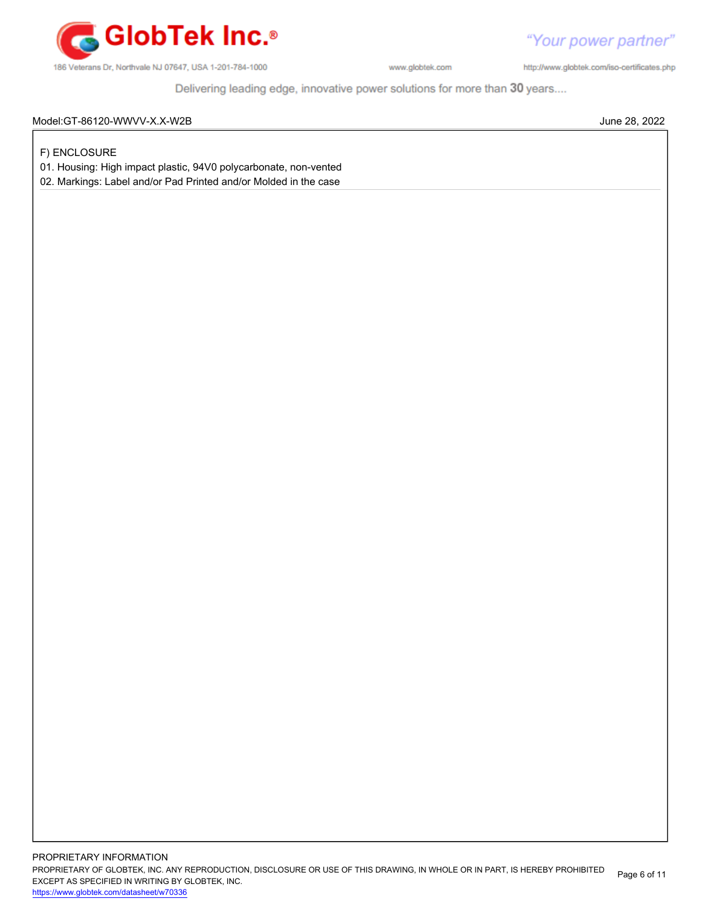Model:GT-86120-WWVV-X.X-W2B June 28, 2022

F) ENCLOSURE

01. Housing: High impact plastic, 94V0 polycarbonate, non-vented

02. Markings: Label and/or Pad Printed and/or Molded in the case

PROPRIETARY INFORMATION

PROPRIETARY OF GLOBTEK, INC. ANY REPRODUCTION, DISCLOSURE OR USE OF THIS DRAWING, IN WHOLE OR IN PART, IS HEREBY PROHIBITED EXCEPT AS SPECIFIED IN WRITING BY GLOBTEK, INC.

https://www.globtek.com/datasheet/w70336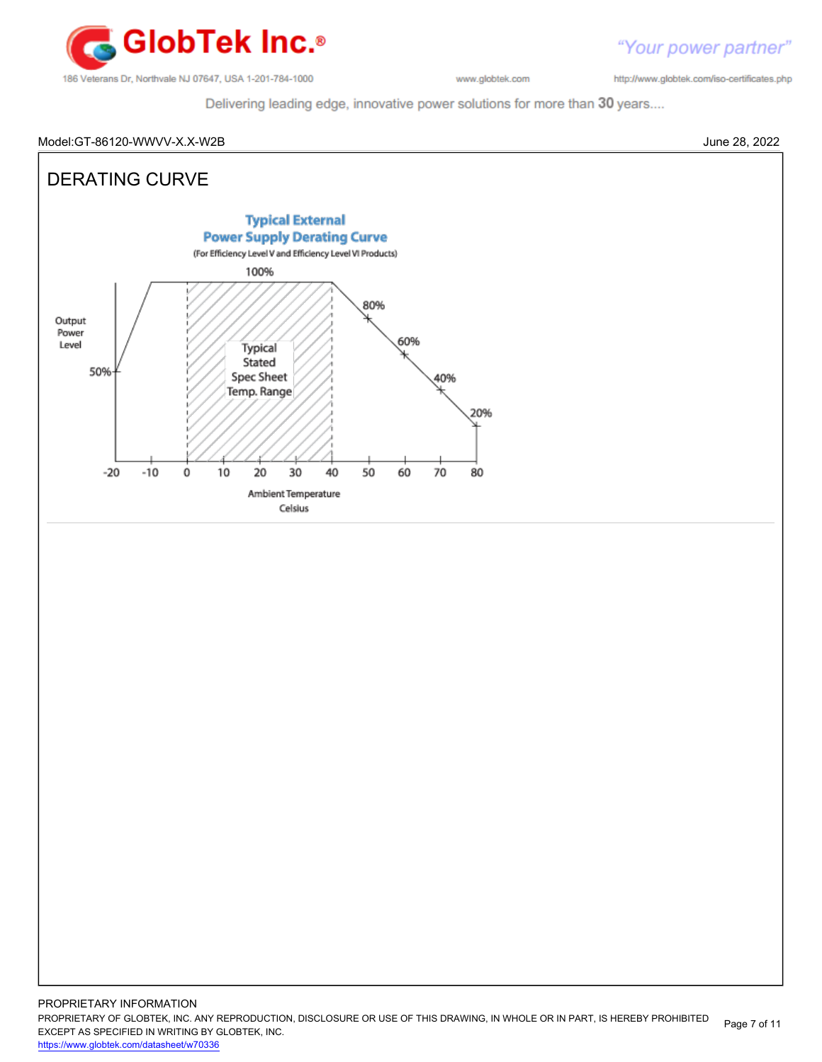Model:GT-86120-WWVV-X.X-W2B

June 28, 2022

## DERATING CURVE

**Typical External Power Supply Derating Curve**

(For Efficiency Level V and Efficiency Level VI Products)

100%

Output Power Level

50%

80%

60%

40%

20%

Typical Stated Spec Sheet Temp. Range

-20 -10 0 10 20 30 40 50 60 70 80

Ambient Temperature Celsius

PROPRIETARY INFORMATION

PROPRIETARY OF GLOBTEK, INC. ANY REPRODUCTION, DISCLOSURE OR USE OF THIS DRAWING, IN WHOLE OR IN PART, IS HEREBY PROHIBITED EXCEPT AS SPECIFIED IN WRITING BY GLOBTEK, INC.

https://www.globtek.com/datasheet/w70336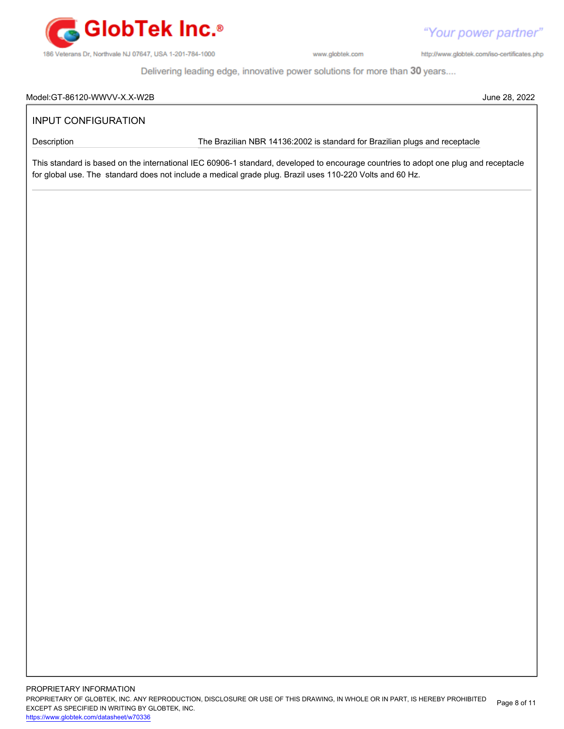Model:GT-86120-WWVV-X.X-W2B June 28, 2022

## INPUT CONFIGURATION

| Description | The Brazilian NBR 14136:2002 is standard for Brazilian plugs and receptacle |
| --- | --- |

This standard is based on the international IEC 60906-1 standard, developed to encourage countries to adopt one plug and receptacle for global use. The  standard does not include a medical grade plug. Brazil uses 110-220 Volts and 60 Hz.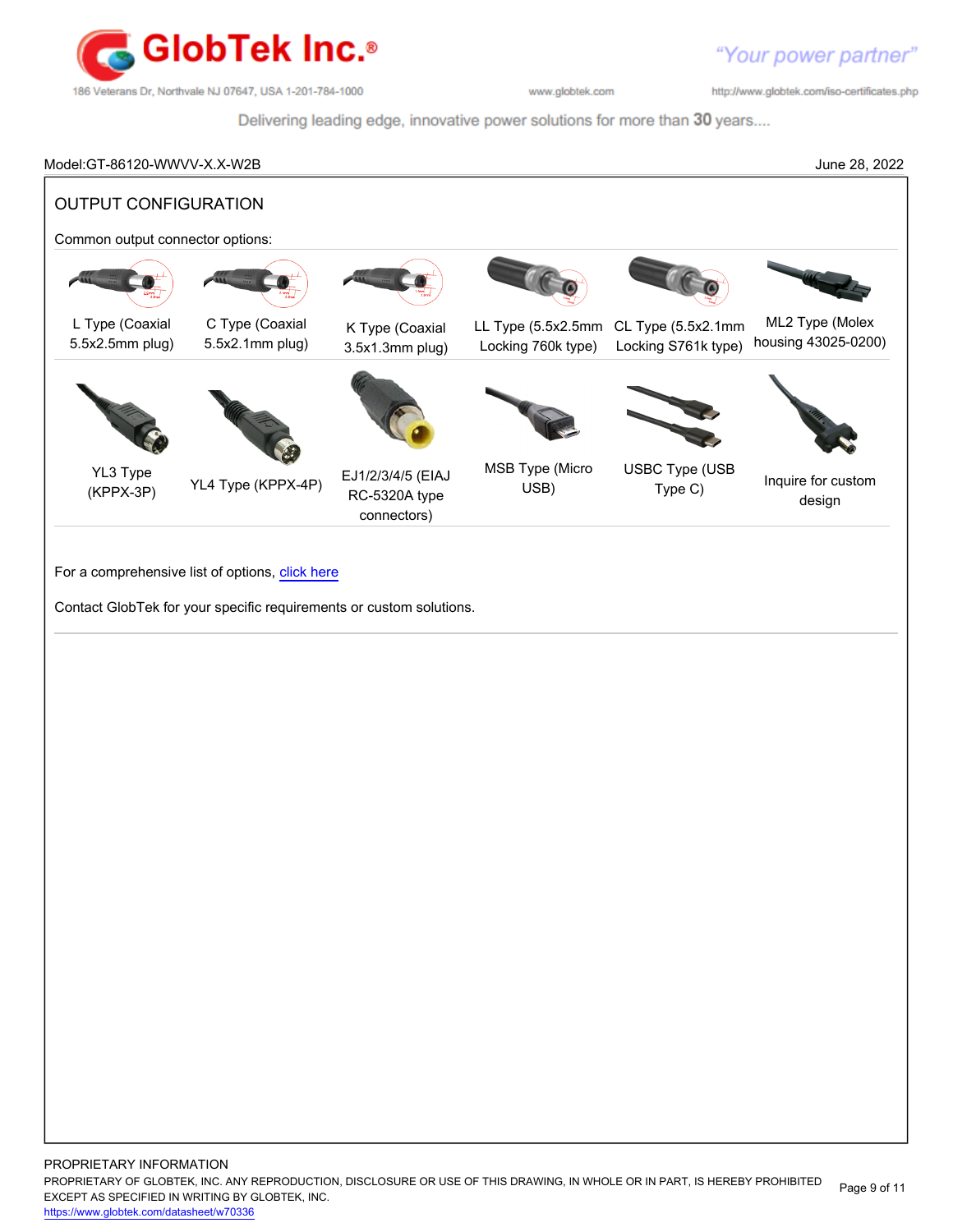Model:GT-86120-WWVV-X.X-W2B June 28, 2022

## OUTPUT CONFIGURATION

Common output connector options:

| | | | | | |
|---|---|---|---|---|---|
| L Type (Coaxial 5.5x2.5mm plug) | C Type (Coaxial 5.5x2.1mm plug) | K Type (Coaxial 3.5x1.3mm plug) | LL Type (5.5x2.5mm Locking 760k type) | CL Type (5.5x2.1mm Locking S761k type) | ML2 Type (Molex housing 43025-0200) |
| YL3 Type (KPPX-3P) | YL4 Type (KPPX-4P) | EJ1/2/3/4/5 (EIAJ RC-5320A type connectors) | MSB Type (Micro USB) | USBC Type (USB Type C) | Inquire for custom design |

For a comprehensive list of options, click here

Contact GlobTek for your specific requirements or custom solutions.

PROPRIETARY INFORMATION
PROPRIETARY OF GLOBTEK, INC. ANY REPRODUCTION, DISCLOSURE OR USE OF THIS DRAWING, IN WHOLE OR IN PART, IS HEREBY PROHIBITED EXCEPT AS SPECIFIED IN WRITING BY GLOBTEK, INC.
https://www.globtek.com/datasheet/w70336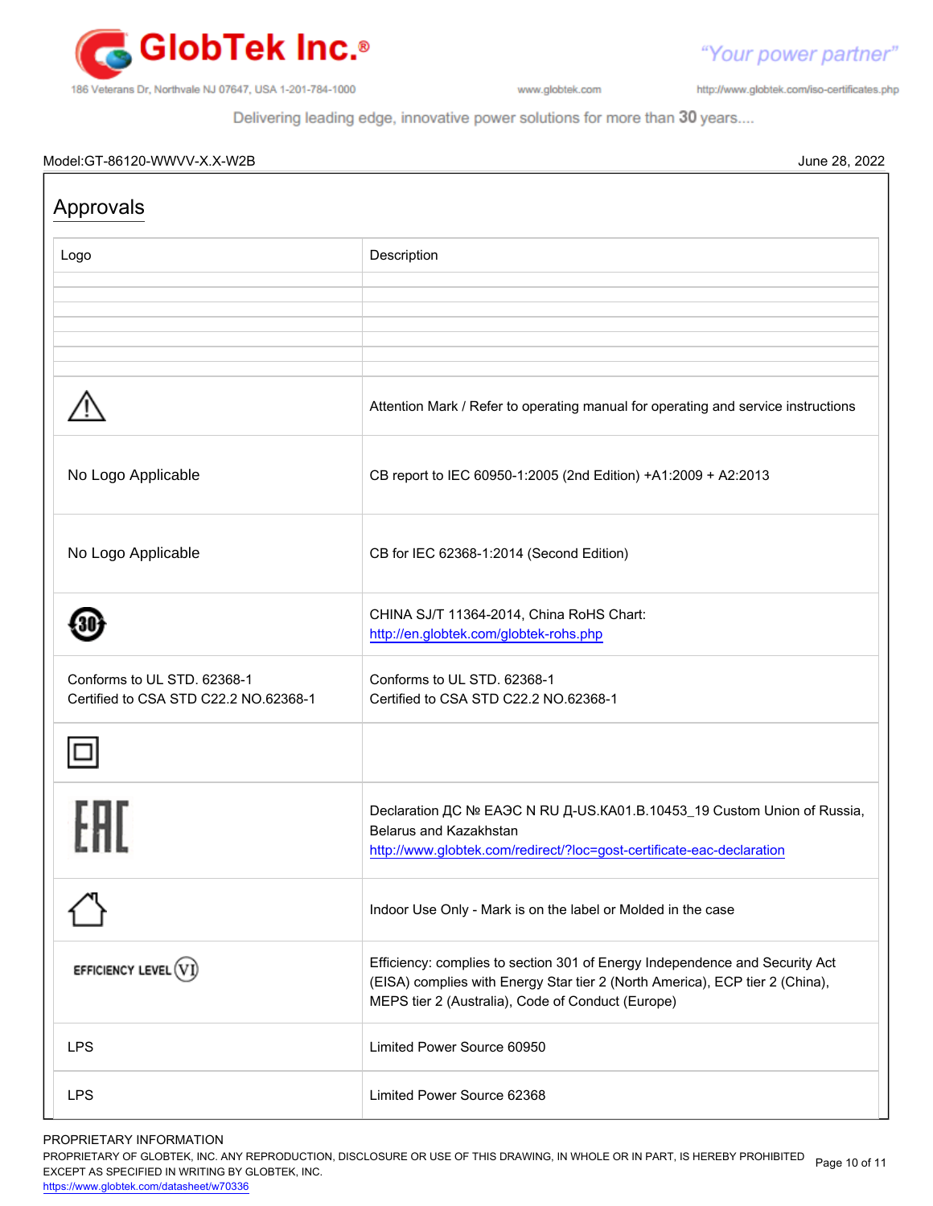Model:GT-86120-WWVV-X.X-W2B

June 28, 2022

## Approvals

| Logo | Description |
|---|---|
| | |
| | |
| | |
| | |
| | |
| | |
| ⚠ | Attention Mark / Refer to operating manual for operating and service instructions |
| No Logo Applicable | CB report to IEC 60950-1:2005 (2nd Edition) +A1:2009 + A2:2013 |
| No Logo Applicable | CB for IEC 62368-1:2014 (Second Edition) |
| 30 | CHINA SJ/T 11364-2014, China RoHS Chart: http://en.globtek.com/globtek-rohs.php |
| Conforms to UL STD. 62368-1 Certified to CSA STD C22.2 NO.62368-1 | Conforms to UL STD. 62368-1 Certified to CSA STD C22.2 NO.62368-1 |
| ▣ | |
| EAC | Declaration ДС № ЕАЭС N RU Д-US.КА01.В.10453_19 Custom Union of Russia, Belarus and Kazakhstan http://www.globtek.com/redirect/?loc=gost-certificate-eac-declaration |
| ⌂ | Indoor Use Only - Mark is on the label or Molded in the case |
| EFFICIENCY LEVEL VI | Efficiency: complies to section 301 of Energy Independence and Security Act (EISA) complies with Energy Star tier 2 (North America), ECP tier 2 (China), MEPS tier 2 (Australia), Code of Conduct (Europe) |
| LPS | Limited Power Source 60950 |
| LPS | Limited Power Source 62368 |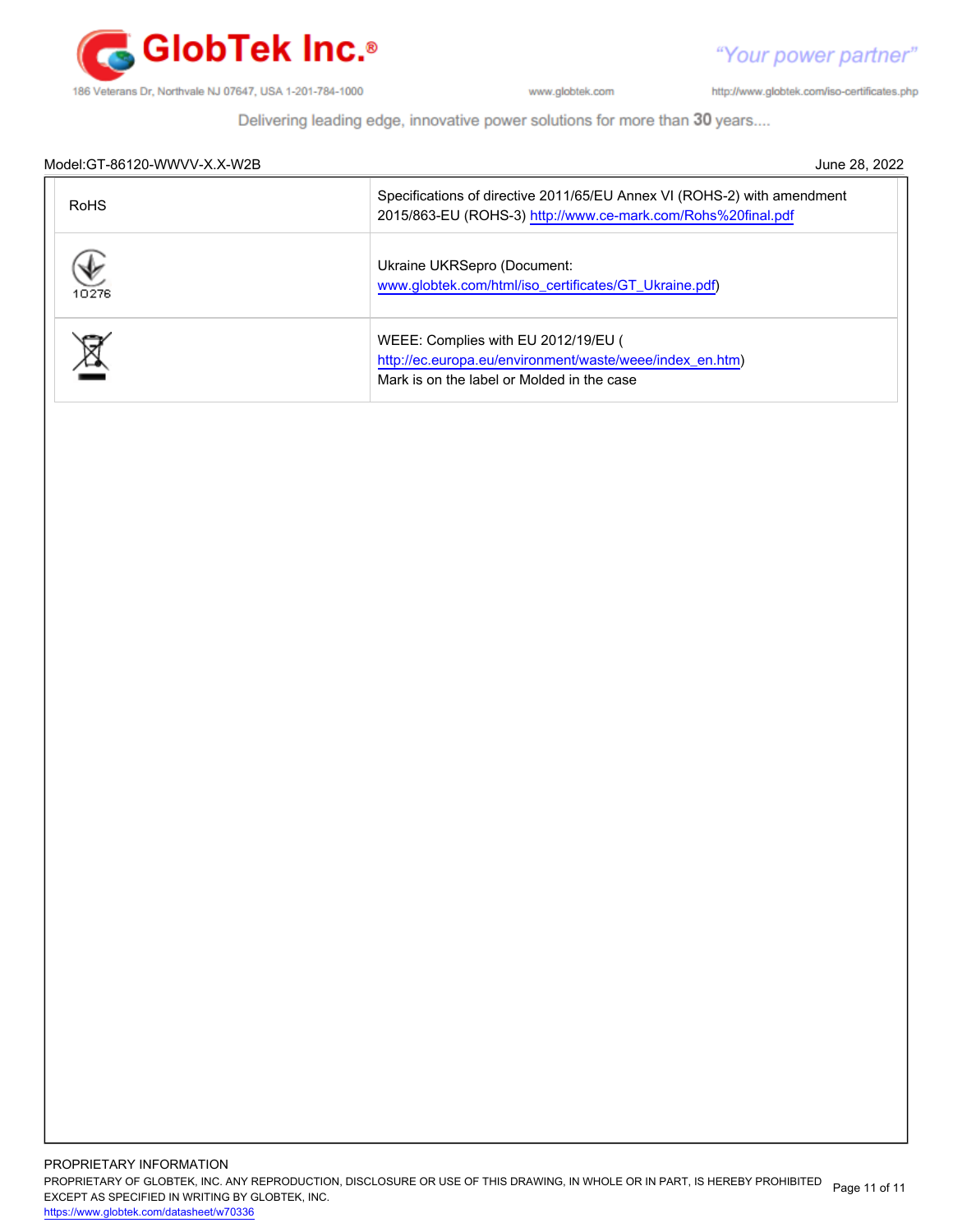Model:GT-86120-WWVV-X.X-W2B June 28, 2022

| | |
|---|---|
| RoHS | Specifications of directive 2011/65/EU Annex VI (ROHS-2) with amendment 2015/863-EU (ROHS-3) http://www.ce-mark.com/Rohs%20final.pdf |
| 10276 | Ukraine UKRSepro (Document: www.globtek.com/html/iso_certificates/GT_Ukraine.pdf) |
| | WEEE: Complies with EU 2012/19/EU ( http://ec.europa.eu/environment/waste/weee/index_en.htm) Mark is on the label or Molded in the case |

PROPRIETARY INFORMATION

PROPRIETARY OF GLOBTEK, INC. ANY REPRODUCTION, DISCLOSURE OR USE OF THIS DRAWING, IN WHOLE OR IN PART, IS HEREBY PROHIBITED EXCEPT AS SPECIFIED IN WRITING BY GLOBTEK, INC.

https://www.globtek.com/datasheet/w70336